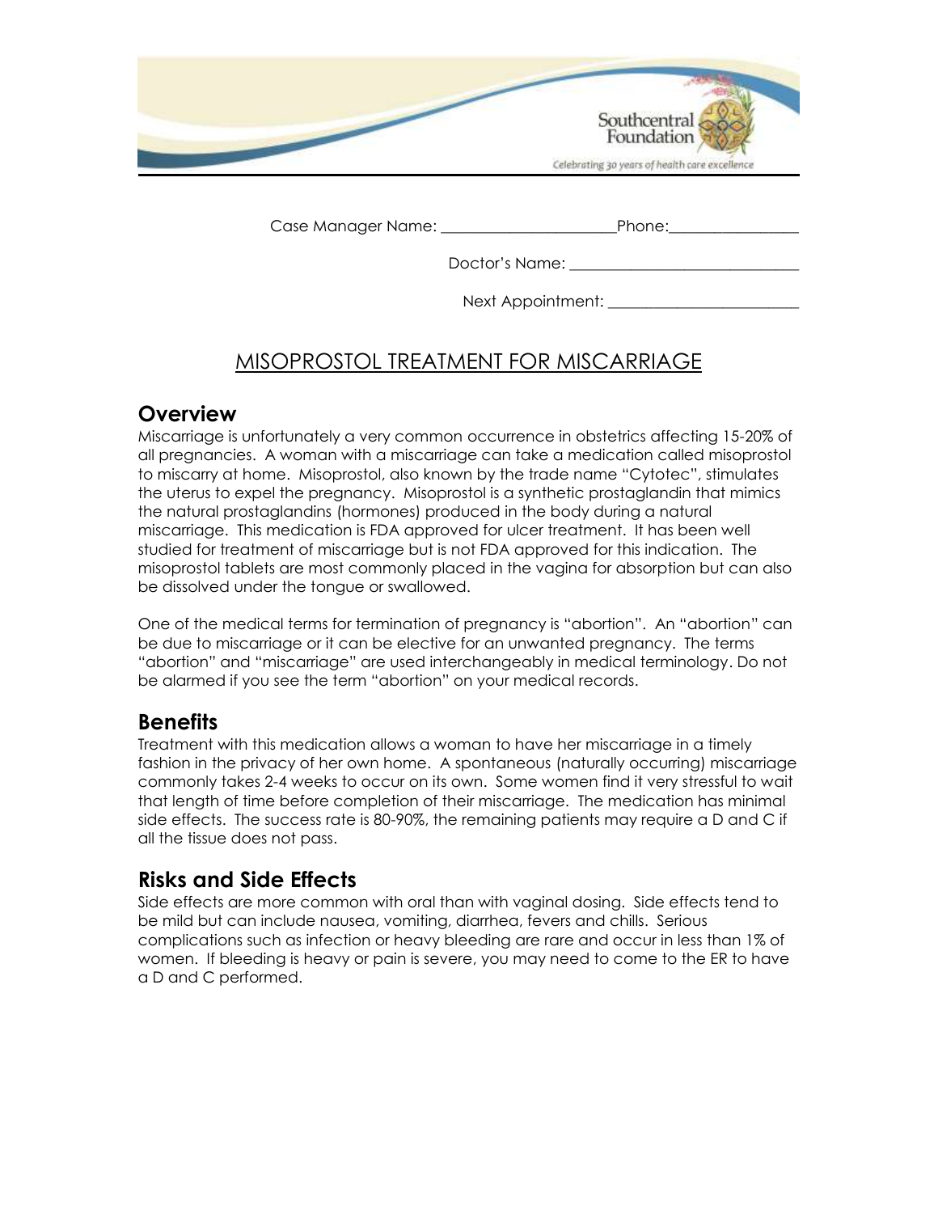Southcentral Foundation

Celebrating 30 years of health care excellence

Case Manager Name: ______________________ Phone: ________________

Doctor's Name: ______________________________

Next Appointment: ________________________

# MISOPROSTOL TREATMENT FOR MISCARRIAGE

## Overview

Miscarriage is unfortunately a very common occurrence in obstetrics affecting 15-20% of all pregnancies. A woman with a miscarriage can take a medication called misoprostol to miscarry at home. Misoprostol, also known by the trade name "Cytotec", stimulates the uterus to expel the pregnancy. Misoprostol is a synthetic prostaglandin that mimics the natural prostaglandins (hormones) produced in the body during a natural miscarriage. This medication is FDA approved for ulcer treatment. It has been well studied for treatment of miscarriage but is not FDA approved for this indication. The misoprostol tablets are most commonly placed in the vagina for absorption but can also be dissolved under the tongue or swallowed.

One of the medical terms for termination of pregnancy is "abortion". An "abortion" can be due to miscarriage or it can be elective for an unwanted pregnancy. The terms "abortion" and "miscarriage" are used interchangeably in medical terminology. Do not be alarmed if you see the term "abortion" on your medical records.

## Benefits

Treatment with this medication allows a woman to have her miscarriage in a timely fashion in the privacy of her own home. A spontaneous (naturally occurring) miscarriage commonly takes 2-4 weeks to occur on its own. Some women find it very stressful to wait that length of time before completion of their miscarriage. The medication has minimal side effects. The success rate is 80-90%, the remaining patients may require a D and C if all the tissue does not pass.

## Risks and Side Effects

Side effects are more common with oral than with vaginal dosing. Side effects tend to be mild but can include nausea, vomiting, diarrhea, fevers and chills. Serious complications such as infection or heavy bleeding are rare and occur in less than 1% of women. If bleeding is heavy or pain is severe, you may need to come to the ER to have a D and C performed.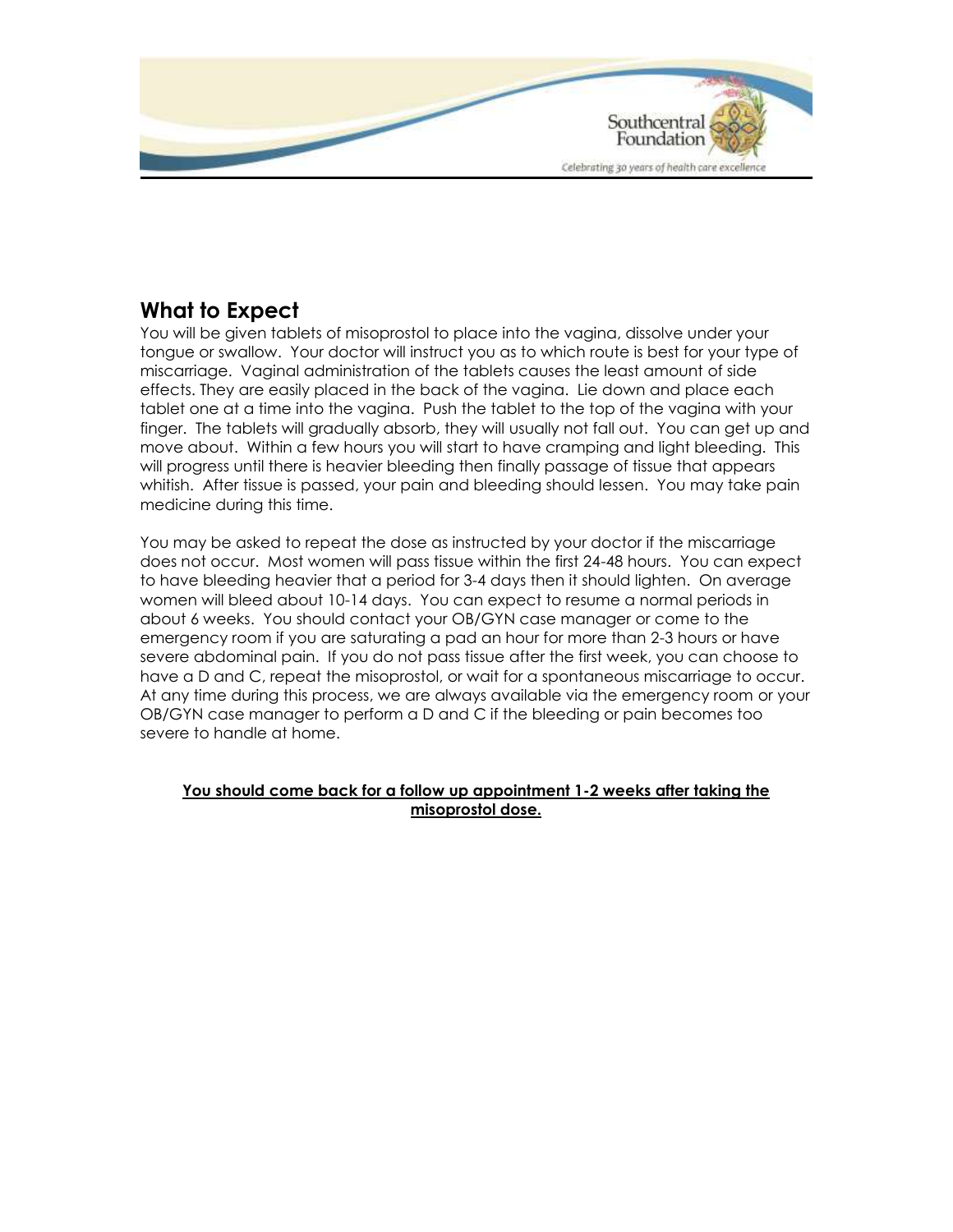## What to Expect

You will be given tablets of misoprostol to place into the vagina, dissolve under your tongue or swallow. Your doctor will instruct you as to which route is best for your type of miscarriage. Vaginal administration of the tablets causes the least amount of side effects. They are easily placed in the back of the vagina. Lie down and place each tablet one at a time into the vagina. Push the tablet to the top of the vagina with your finger. The tablets will gradually absorb, they will usually not fall out. You can get up and move about. Within a few hours you will start to have cramping and light bleeding. This will progress until there is heavier bleeding then finally passage of tissue that appears whitish. After tissue is passed, your pain and bleeding should lessen. You may take pain medicine during this time.

You may be asked to repeat the dose as instructed by your doctor if the miscarriage does not occur. Most women will pass tissue within the first 24-48 hours. You can expect to have bleeding heavier that a period for 3-4 days then it should lighten. On average women will bleed about 10-14 days. You can expect to resume a normal periods in about 6 weeks. You should contact your OB/GYN case manager or come to the emergency room if you are saturating a pad an hour for more than 2-3 hours or have severe abdominal pain. If you do not pass tissue after the first week, you can choose to have a D and C, repeat the misoprostol, or wait for a spontaneous miscarriage to occur. At any time during this process, we are always available via the emergency room or your OB/GYN case manager to perform a D and C if the bleeding or pain becomes too severe to handle at home.

**You should come back for a follow up appointment 1-2 weeks after taking the misoprostol dose.**